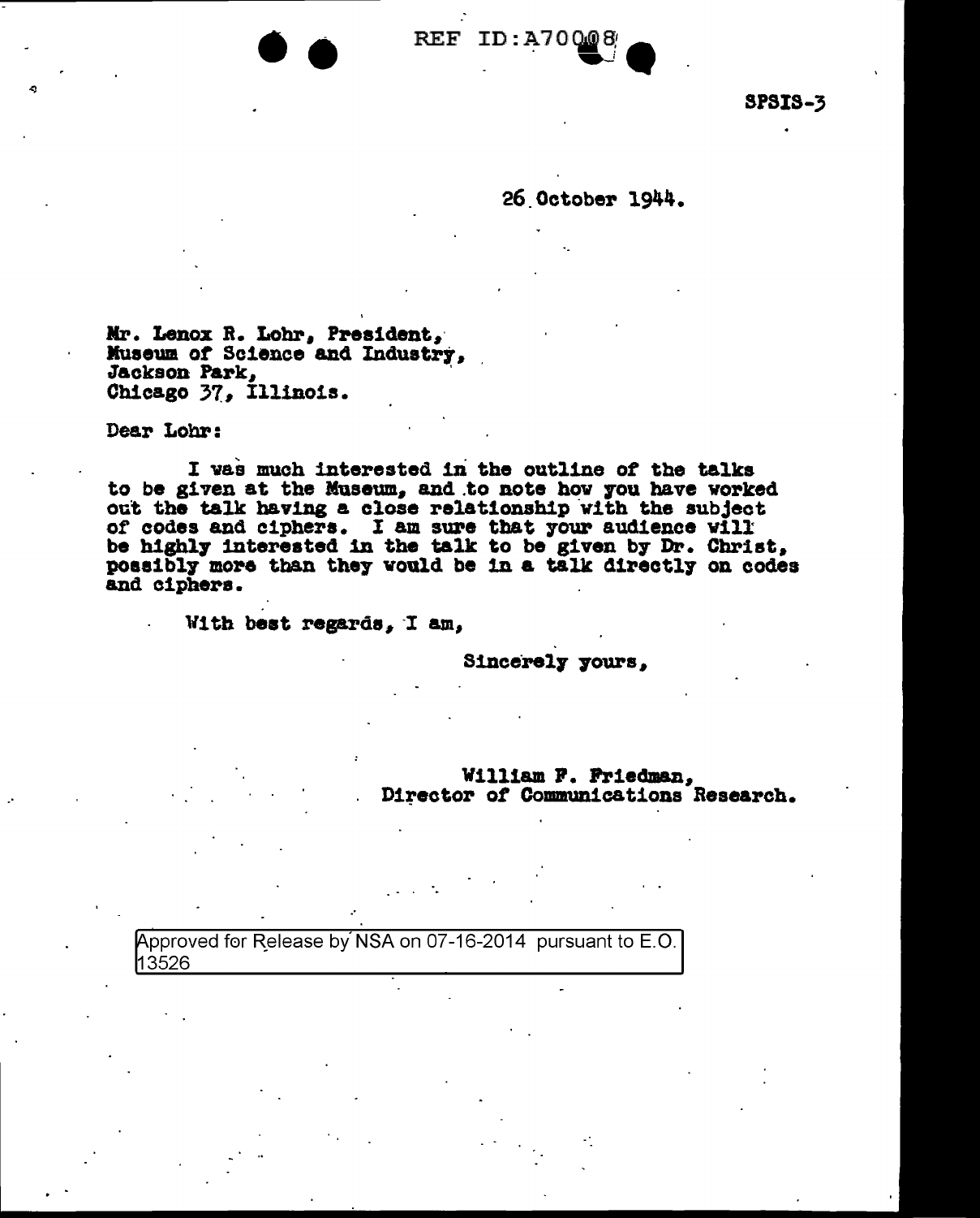SPSIS-3

26 October 1944.

Mr. Lenox R. Lohr, President,
Museum of Science and Industry,
Jackson Park,
Chicago 37, Illinois.

Dear Lohr:

I was much interested in the outline of the talks to be given at the Museum, and to note how you have worked out the talk having a close relationship with the subject of codes and ciphers. I am sure that your audience will be highly interested in the talk to be given by Dr. Christ, possibly more than they would be in a talk directly on codes and ciphers.

With best regards, I am,

Sincerely yours,

William F. Friedman,
Director of Communications Research.

Approved for Release by NSA on 07-16-2014 pursuant to E.O. 13526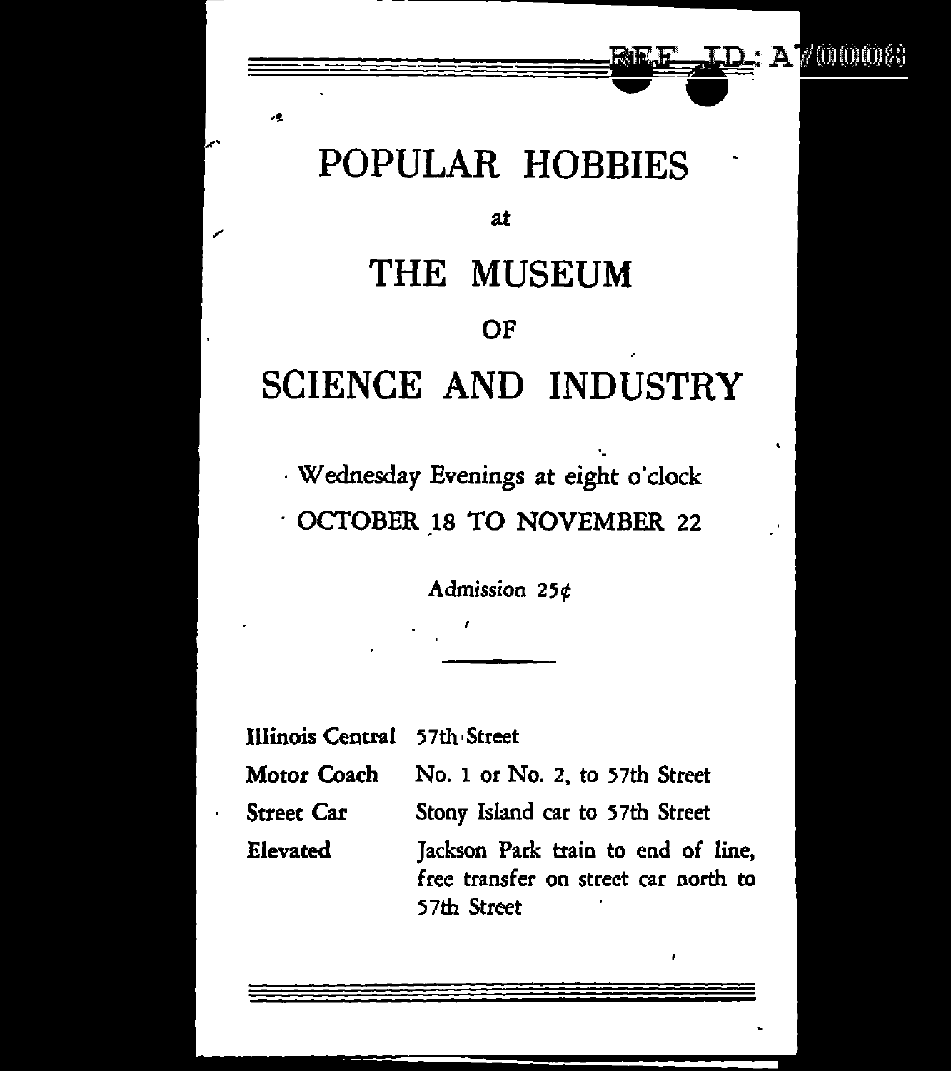# POPULAR HOBBIES

at

# THE MUSEUM

OF

# SCIENCE AND INDUSTRY

Wednesday Evenings at eight o'clock

OCTOBER 18 TO NOVEMBER 22

Admission 25¢

---

| | |
|---|---|
| **Illinois Central** | 57th Street |
| **Motor Coach** | No. 1 or No. 2, to 57th Street |
| **Street Car** | Stony Island car to 57th Street |
| **Elevated** | Jackson Park train to end of line, free transfer on street car north to 57th Street |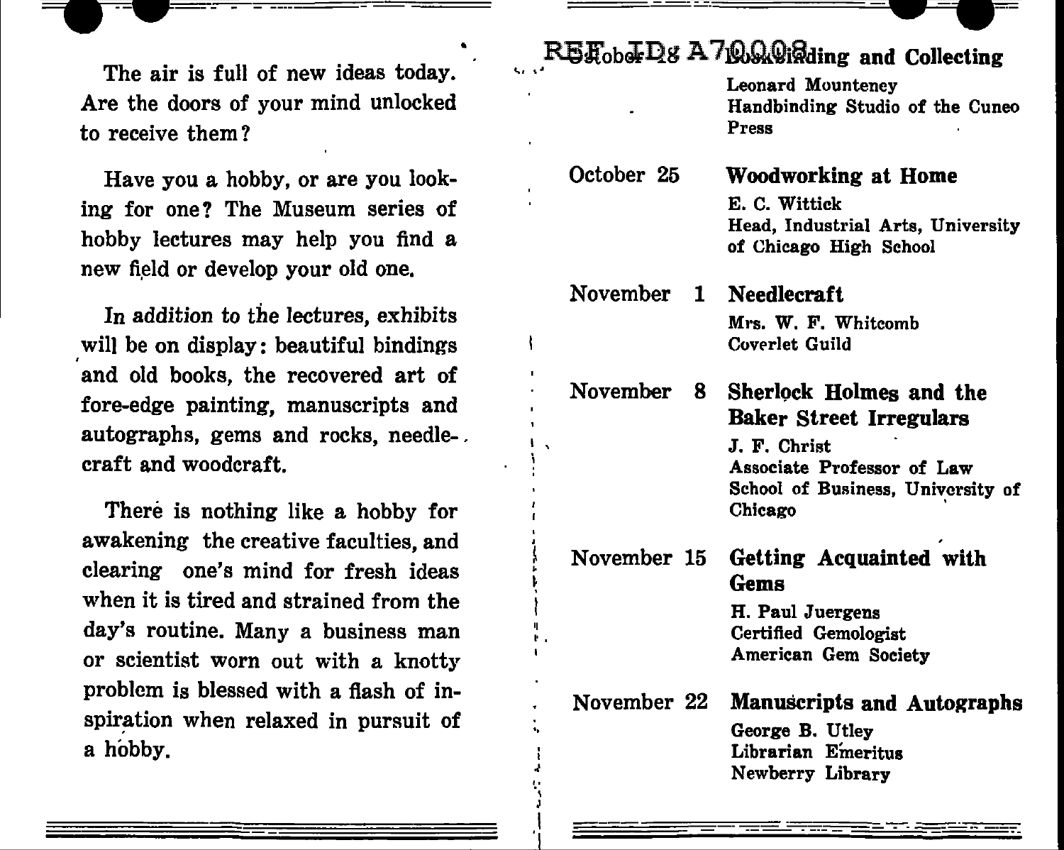The air is full of new ideas today. Are the doors of your mind unlocked to receive them?

Have you a hobby, or are you looking for one? The Museum series of hobby lectures may help you find a new field or develop your old one.

In addition to the lectures, exhibits will be on display: beautiful bindings and old books, the recovered art of fore-edge painting, manuscripts and autographs, gems and rocks, needlecraft and woodcraft.

There is nothing like a hobby for awakening the creative faculties, and clearing one's mind for fresh ideas when it is tired and strained from the day's routine. Many a business man or scientist worn out with a knotty problem is blessed with a flash of inspiration when relaxed in pursuit of a hobby.

REF ID: A70008

October 18 **Bookbinding and Collecting**
Leonard Mounteney
Handbinding Studio of the Cuneo Press

October 25 **Woodworking at Home**
E. C. Wittick
Head, Industrial Arts, University of Chicago High School

November 1 **Needlecraft**
Mrs. W. F. Whitcomb
Coverlet Guild

November 8 **Sherlock Holmes and the Baker Street Irregulars**
J. F. Christ
Associate Professor of Law
School of Business, University of Chicago

November 15 **Getting Acquainted with Gems**
H. Paul Juergens
Certified Gemologist
American Gem Society

November 22 **Manuscripts and Autographs**
George B. Utley
Librarian Emeritus
Newberry Library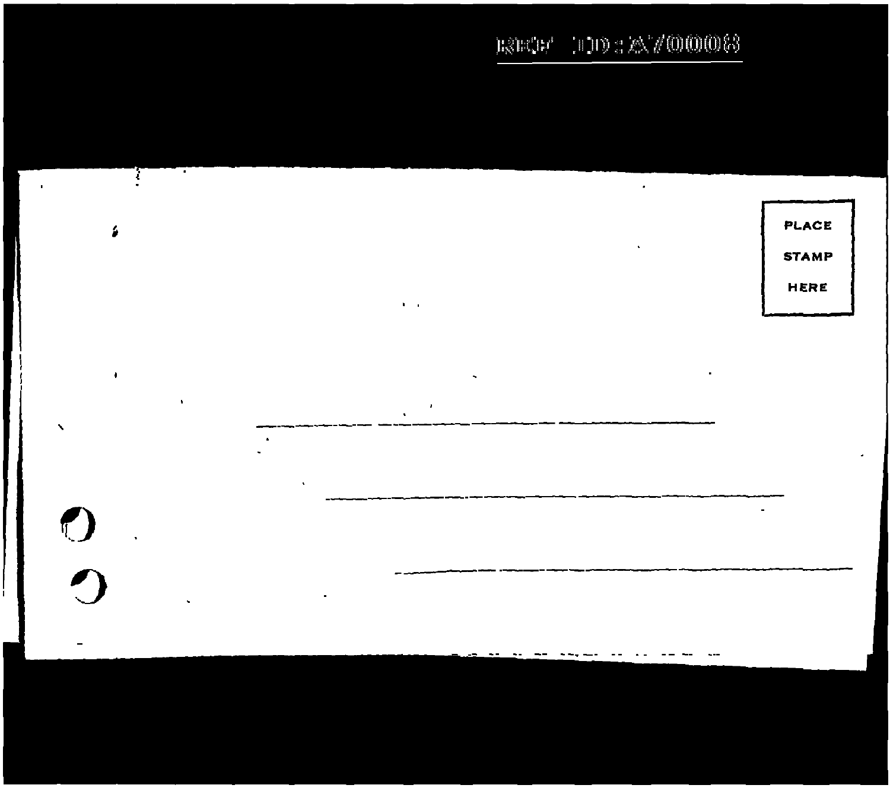REF ID:A70008

PLACE

STAMP

HERE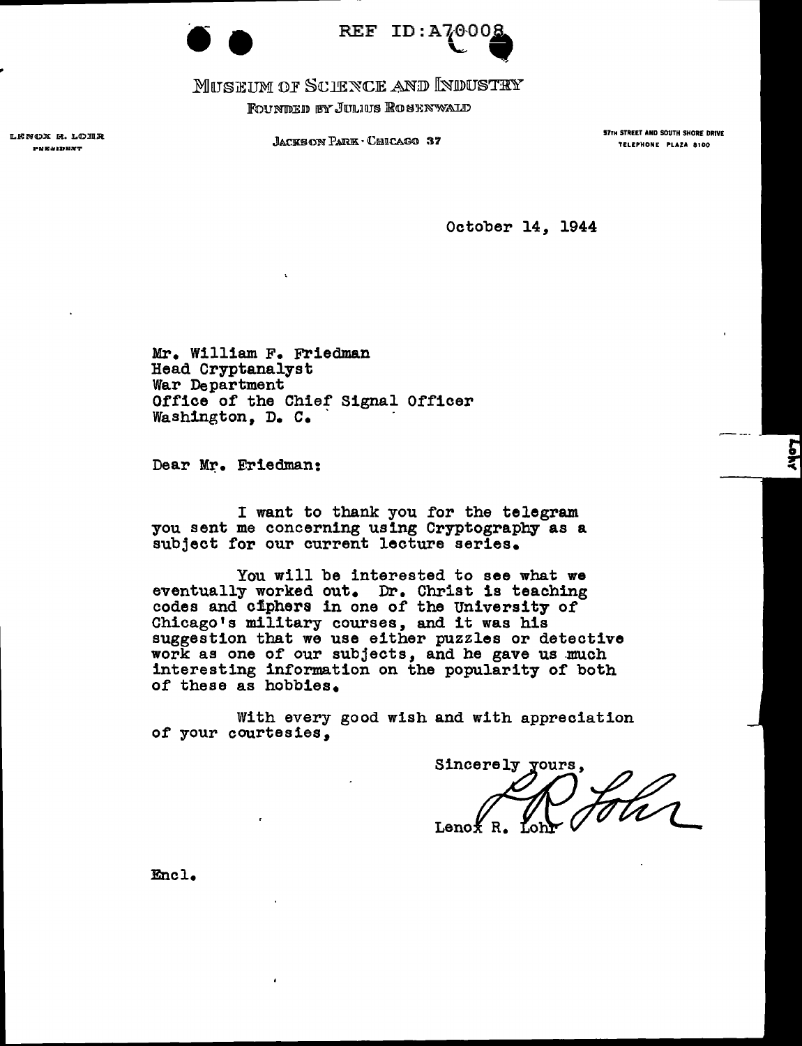REF ID:A70008

# MUSEUM OF SCIENCE AND INDUSTRY

FOUNDED BY JULIUS ROSENWALD

LENOX R. LOHR
PRESIDENT

JACKSON PARK · CHICAGO 37

57TH STREET AND SOUTH SHORE DRIVE
TELEPHONE PLAZA 8100

October 14, 1944

Mr. William F. Friedman
Head Cryptanalyst
War Department
Office of the Chief Signal Officer
Washington, D. C.

Dear Mr. Friedman:

I want to thank you for the telegram you sent me concerning using Cryptography as a subject for our current lecture series.

You will be interested to see what we eventually worked out. Dr. Christ is teaching codes and ciphers in one of the University of Chicago's military courses, and it was his suggestion that we use either puzzles or detective work as one of our subjects, and he gave us much interesting information on the popularity of both of these as hobbies.

With every good wish and with appreciation of your courtesies,

Sincerely yours,

Lenox R. Lohr

Encl.